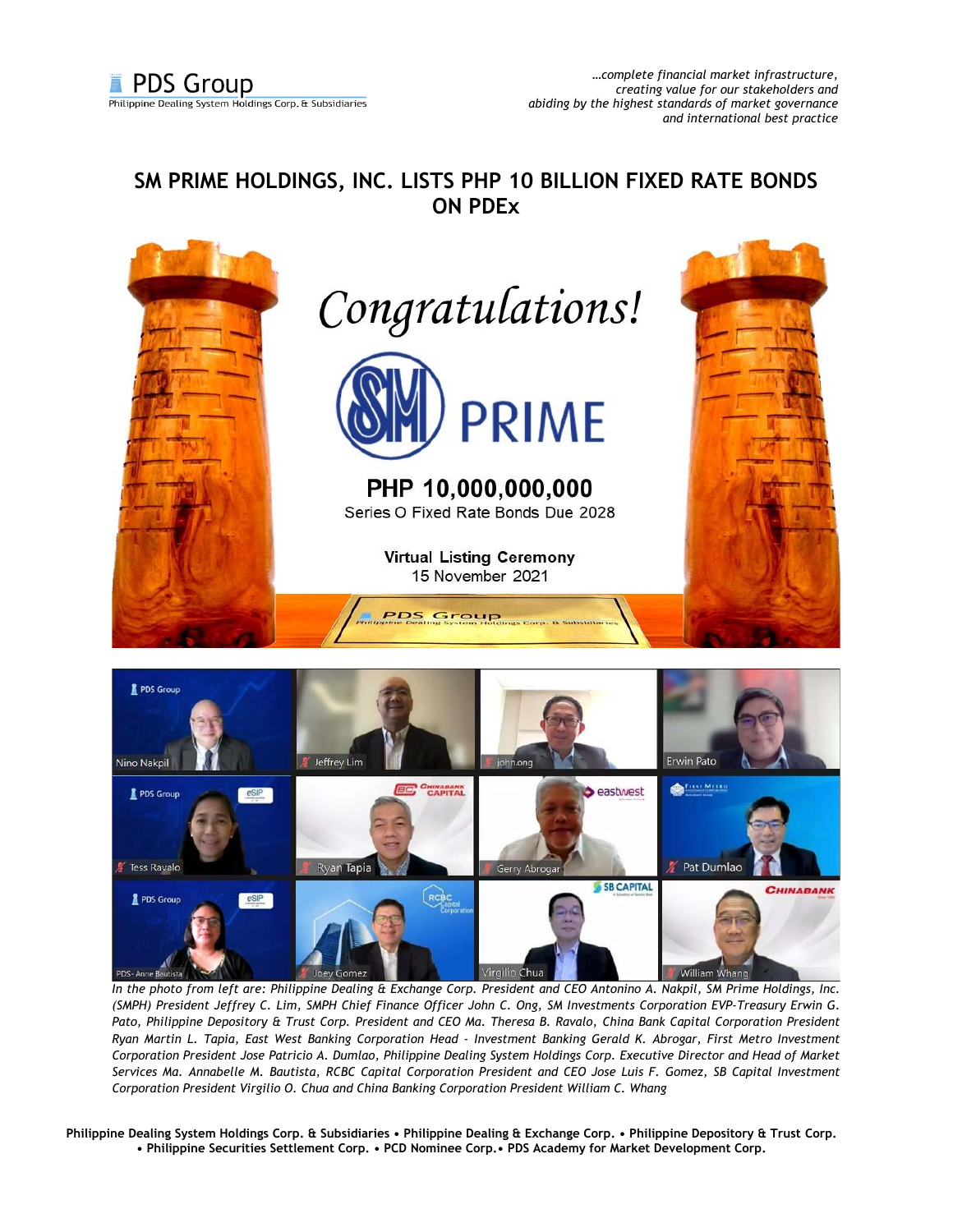*…complete financial market infrastructure, creating value for our stakeholders and abiding by the highest standards of market governance and international best practice*

## SM PRIME HOLDINGS, INC. LISTS PHP 10 BILLION FIXED RATE BONDS ON PDEx

Congratulations!

SM PRIME

**PHP 10,000,000,000**

Series O Fixed Rate Bonds Due 2028

**Virtual Listing Ceremony**

15 November 2021

*In the photo from left are: Philippine Dealing & Exchange Corp. President and CEO Antonino A. Nakpil, SM Prime Holdings, Inc. (SMPH) President Jeffrey C. Lim, SMPH Chief Finance Officer John C. Ong, SM Investments Corporation EVP-Treasury Erwin G. Pato, Philippine Depository & Trust Corp. President and CEO Ma. Theresa B. Ravalo, China Bank Capital Corporation President Ryan Martin L. Tapia, East West Banking Corporation Head - Investment Banking Gerald K. Abrogar, First Metro Investment Corporation President Jose Patricio A. Dumlao, Philippine Dealing System Holdings Corp. Executive Director and Head of Market Services Ma. Annabelle M. Bautista, RCBC Capital Corporation President and CEO Jose Luis F. Gomez, SB Capital Investment Corporation President Virgilio O. Chua and China Banking Corporation President William C. Whang*

**Philippine Dealing System Holdings Corp. & Subsidiaries • Philippine Dealing & Exchange Corp. • Philippine Depository & Trust Corp. • Philippine Securities Settlement Corp. • PCD Nominee Corp.• PDS Academy for Market Development Corp.**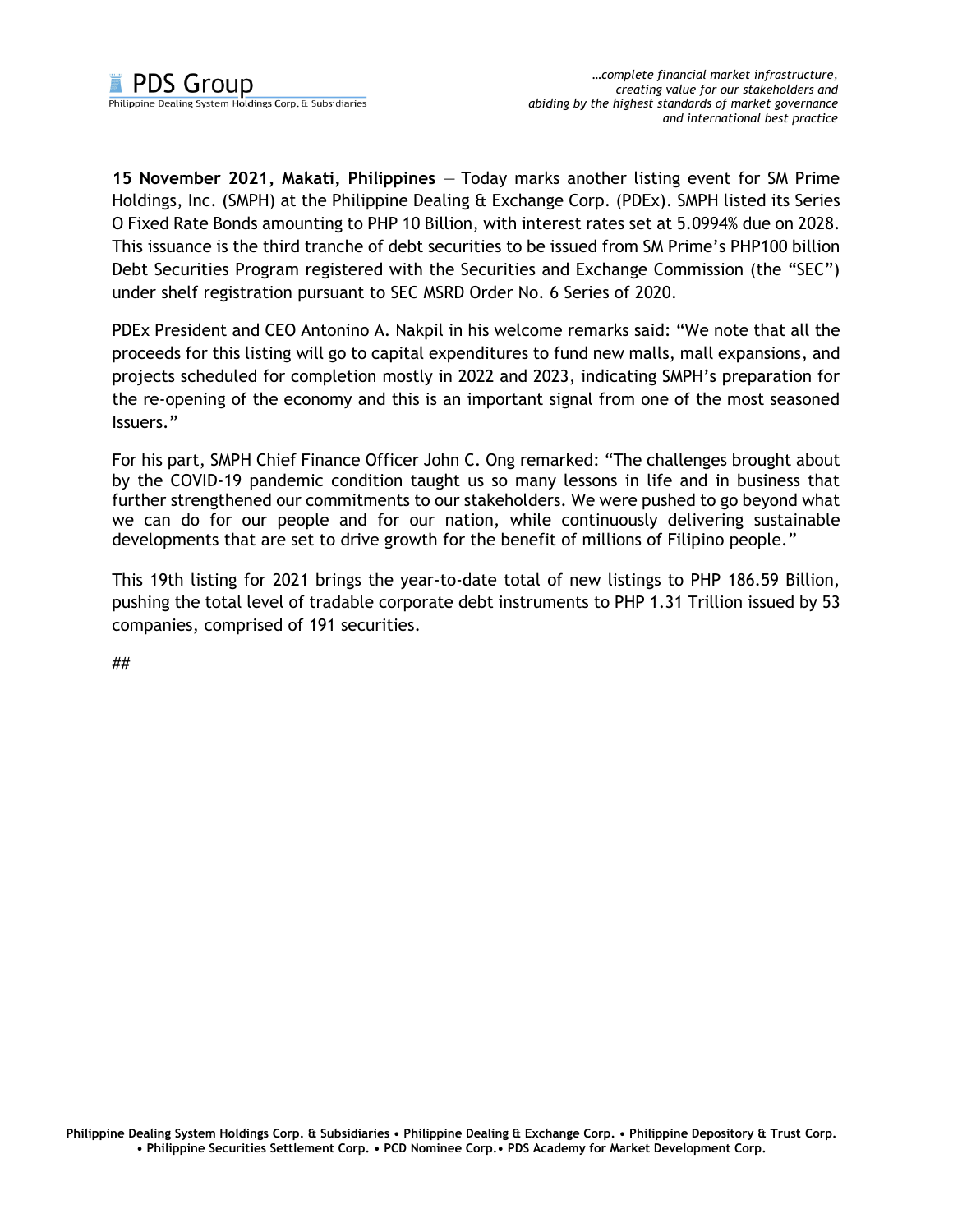**15 November 2021, Makati, Philippines** — Today marks another listing event for SM Prime Holdings, Inc. (SMPH) at the Philippine Dealing & Exchange Corp. (PDEx). SMPH listed its Series O Fixed Rate Bonds amounting to PHP 10 Billion, with interest rates set at 5.0994% due on 2028. This issuance is the third tranche of debt securities to be issued from SM Prime's PHP100 billion Debt Securities Program registered with the Securities and Exchange Commission (the "SEC") under shelf registration pursuant to SEC MSRD Order No. 6 Series of 2020.

PDEx President and CEO Antonino A. Nakpil in his welcome remarks said: "We note that all the proceeds for this listing will go to capital expenditures to fund new malls, mall expansions, and projects scheduled for completion mostly in 2022 and 2023, indicating SMPH's preparation for the re-opening of the economy and this is an important signal from one of the most seasoned Issuers."

For his part, SMPH Chief Finance Officer John C. Ong remarked: "The challenges brought about by the COVID-19 pandemic condition taught us so many lessons in life and in business that further strengthened our commitments to our stakeholders. We were pushed to go beyond what we can do for our people and for our nation, while continuously delivering sustainable developments that are set to drive growth for the benefit of millions of Filipino people."

This 19th listing for 2021 brings the year-to-date total of new listings to PHP 186.59 Billion, pushing the total level of tradable corporate debt instruments to PHP 1.31 Trillion issued by 53 companies, comprised of 191 securities.

##